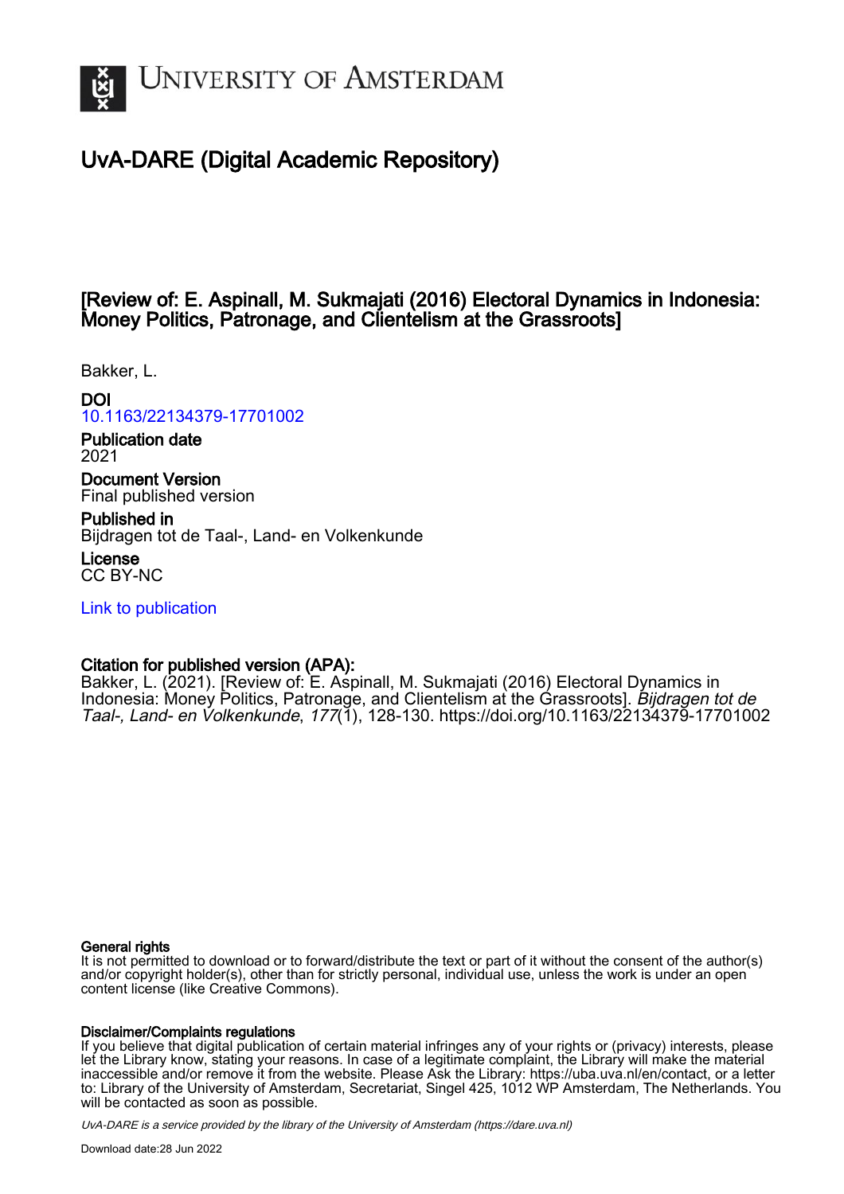# UvA-DARE (Digital Academic Repository)

## [Review of: E. Aspinall, M. Sukmajati (2016) Electoral Dynamics in Indonesia: Money Politics, Patronage, and Clientelism at the Grassroots]

Bakker, L.

**DOI**
10.1163/22134379-17701002

**Publication date**
2021

**Document Version**
Final published version

**Published in**
Bijdragen tot de Taal-, Land- en Volkenkunde

**License**
CC BY-NC

Link to publication

**Citation for published version (APA):**
Bakker, L. (2021). [Review of: E. Aspinall, M. Sukmajati (2016) Electoral Dynamics in Indonesia: Money Politics, Patronage, and Clientelism at the Grassroots]. *Bijdragen tot de Taal-, Land- en Volkenkunde*, *177*(1), 128-130. https://doi.org/10.1163/22134379-17701002

**General rights**
It is not permitted to download or to forward/distribute the text or part of it without the consent of the author(s) and/or copyright holder(s), other than for strictly personal, individual use, unless the work is under an open content license (like Creative Commons).

**Disclaimer/Complaints regulations**
If you believe that digital publication of certain material infringes any of your rights or (privacy) interests, please let the Library know, stating your reasons. In case of a legitimate complaint, the Library will make the material inaccessible and/or remove it from the website. Please Ask the Library: https://uba.uva.nl/en/contact, or a letter to: Library of the University of Amsterdam, Secretariat, Singel 425, 1012 WP Amsterdam, The Netherlands. You will be contacted as soon as possible.

*UvA-DARE is a service provided by the library of the University of Amsterdam (https://dare.uva.nl)*

Download date:28 Jun 2022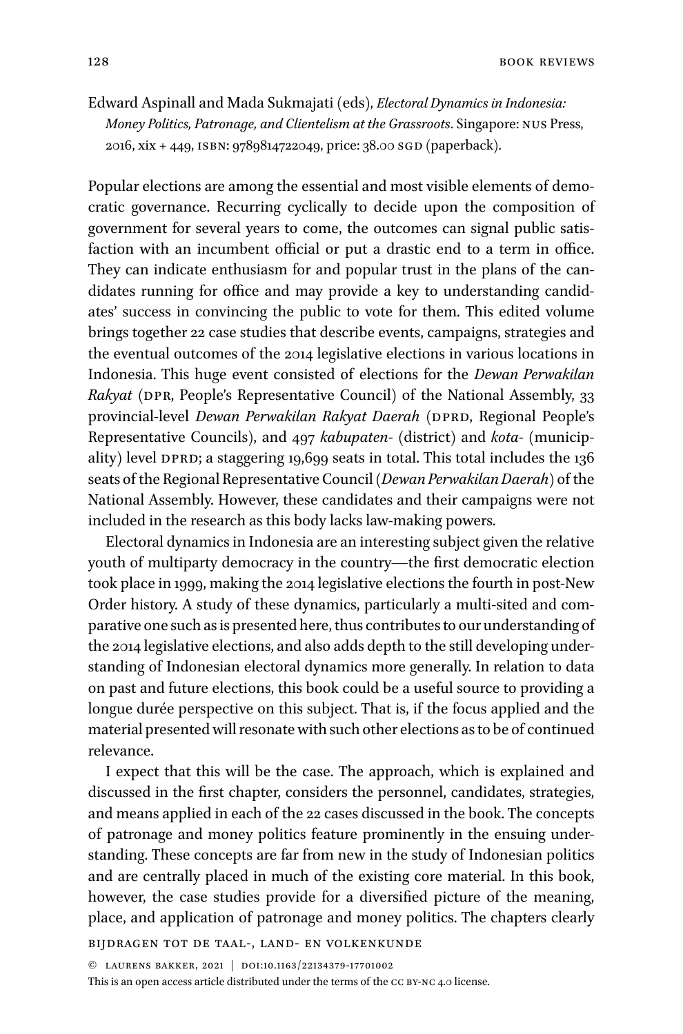Edward Aspinall and Mada Sukmajati (eds), *Electoral Dynamics in Indonesia: Money Politics, Patronage, and Clientelism at the Grassroots*. Singapore: NUS Press, 2016, xix + 449, ISBN: 9789814722049, price: 38.00 SGD (paperback).

Popular elections are among the essential and most visible elements of democratic governance. Recurring cyclically to decide upon the composition of government for several years to come, the outcomes can signal public satisfaction with an incumbent official or put a drastic end to a term in office. They can indicate enthusiasm for and popular trust in the plans of the candidates running for office and may provide a key to understanding candidates' success in convincing the public to vote for them. This edited volume brings together 22 case studies that describe events, campaigns, strategies and the eventual outcomes of the 2014 legislative elections in various locations in Indonesia. This huge event consisted of elections for the *Dewan Perwakilan Rakyat* (DPR, People's Representative Council) of the National Assembly, 33 provincial-level *Dewan Perwakilan Rakyat Daerah* (DPRD, Regional People's Representative Councils), and 497 *kabupaten-* (district) and *kota-* (municipality) level DPRD; a staggering 19,699 seats in total. This total includes the 136 seats of the Regional Representative Council (*Dewan Perwakilan Daerah*) of the National Assembly. However, these candidates and their campaigns were not included in the research as this body lacks law-making powers.

Electoral dynamics in Indonesia are an interesting subject given the relative youth of multiparty democracy in the country—the first democratic election took place in 1999, making the 2014 legislative elections the fourth in post-New Order history. A study of these dynamics, particularly a multi-sited and comparative one such as is presented here, thus contributes to our understanding of the 2014 legislative elections, and also adds depth to the still developing understanding of Indonesian electoral dynamics more generally. In relation to data on past and future elections, this book could be a useful source to providing a longue durée perspective on this subject. That is, if the focus applied and the material presented will resonate with such other elections as to be of continued relevance.

I expect that this will be the case. The approach, which is explained and discussed in the first chapter, considers the personnel, candidates, strategies, and means applied in each of the 22 cases discussed in the book. The concepts of patronage and money politics feature prominently in the ensuing understanding. These concepts are far from new in the study of Indonesian politics and are centrally placed in much of the existing core material. In this book, however, the case studies provide for a diversified picture of the meaning, place, and application of patronage and money politics. The chapters clearly

© LAURENS BAKKER, 2021 | DOI:10.1163/22134379-17701002
This is an open access article distributed under the terms of the CC BY-NC 4.0 license.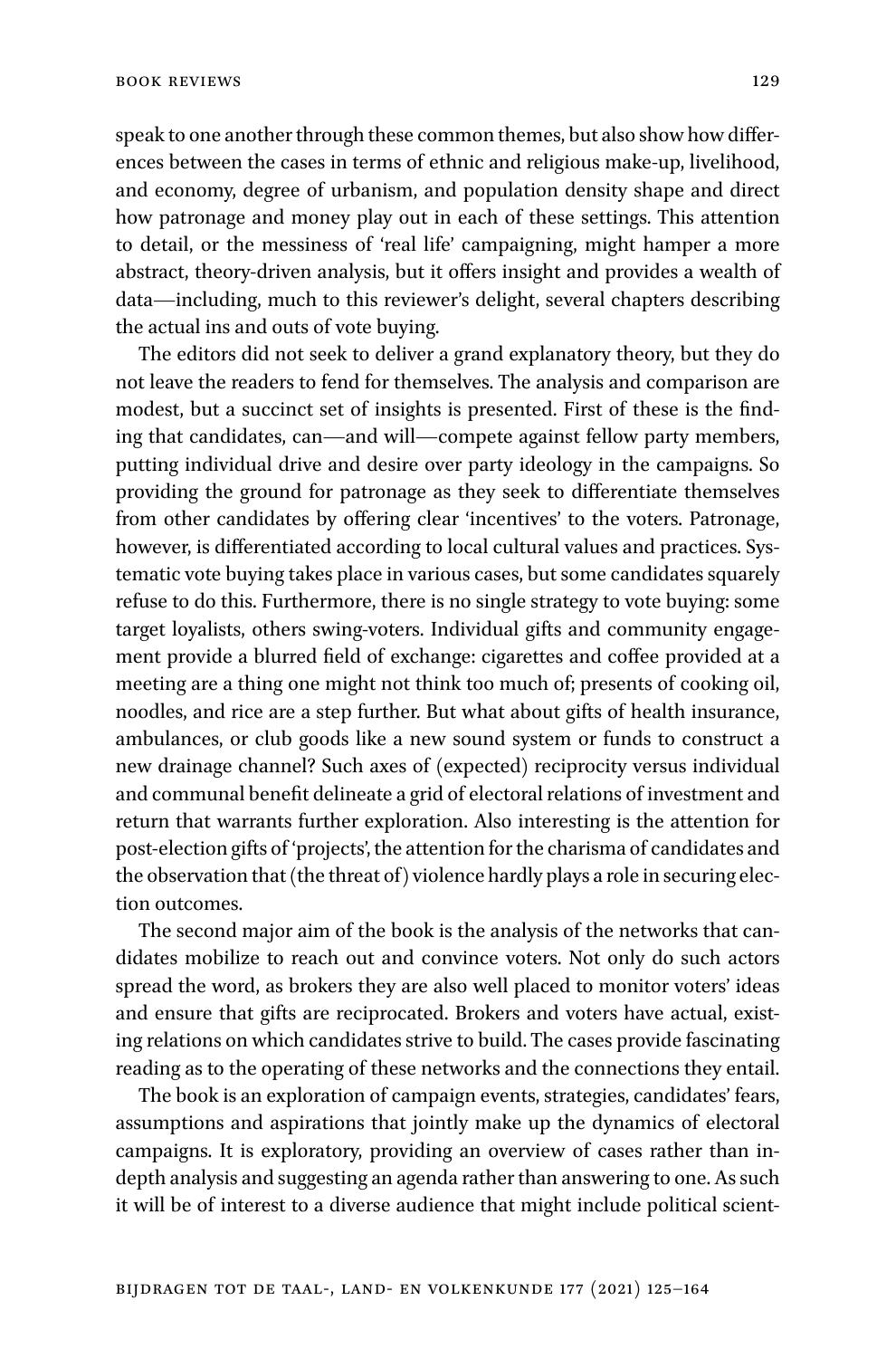speak to one another through these common themes, but also show how differences between the cases in terms of ethnic and religious make-up, livelihood, and economy, degree of urbanism, and population density shape and direct how patronage and money play out in each of these settings. This attention to detail, or the messiness of 'real life' campaigning, might hamper a more abstract, theory-driven analysis, but it offers insight and provides a wealth of data—including, much to this reviewer's delight, several chapters describing the actual ins and outs of vote buying.

The editors did not seek to deliver a grand explanatory theory, but they do not leave the readers to fend for themselves. The analysis and comparison are modest, but a succinct set of insights is presented. First of these is the finding that candidates, can—and will—compete against fellow party members, putting individual drive and desire over party ideology in the campaigns. So providing the ground for patronage as they seek to differentiate themselves from other candidates by offering clear 'incentives' to the voters. Patronage, however, is differentiated according to local cultural values and practices. Systematic vote buying takes place in various cases, but some candidates squarely refuse to do this. Furthermore, there is no single strategy to vote buying: some target loyalists, others swing-voters. Individual gifts and community engagement provide a blurred field of exchange: cigarettes and coffee provided at a meeting are a thing one might not think too much of; presents of cooking oil, noodles, and rice are a step further. But what about gifts of health insurance, ambulances, or club goods like a new sound system or funds to construct a new drainage channel? Such axes of (expected) reciprocity versus individual and communal benefit delineate a grid of electoral relations of investment and return that warrants further exploration. Also interesting is the attention for post-election gifts of 'projects', the attention for the charisma of candidates and the observation that (the threat of) violence hardly plays a role in securing election outcomes.

The second major aim of the book is the analysis of the networks that candidates mobilize to reach out and convince voters. Not only do such actors spread the word, as brokers they are also well placed to monitor voters' ideas and ensure that gifts are reciprocated. Brokers and voters have actual, existing relations on which candidates strive to build. The cases provide fascinating reading as to the operating of these networks and the connections they entail.

The book is an exploration of campaign events, strategies, candidates' fears, assumptions and aspirations that jointly make up the dynamics of electoral campaigns. It is exploratory, providing an overview of cases rather than in-depth analysis and suggesting an agenda rather than answering to one. As such it will be of interest to a diverse audience that might include political scient-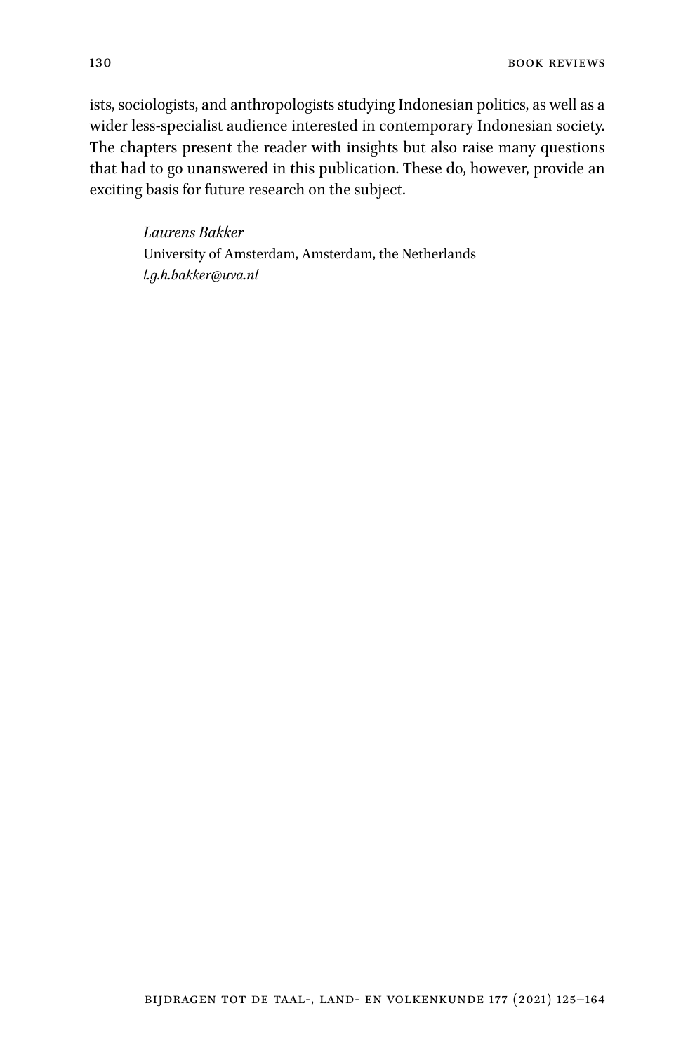ists, sociologists, and anthropologists studying Indonesian politics, as well as a wider less-specialist audience interested in contemporary Indonesian society. The chapters present the reader with insights but also raise many questions that had to go unanswered in this publication. These do, however, provide an exciting basis for future research on the subject.

*Laurens Bakker*
University of Amsterdam, Amsterdam, the Netherlands
*l.g.h.bakker@uva.nl*